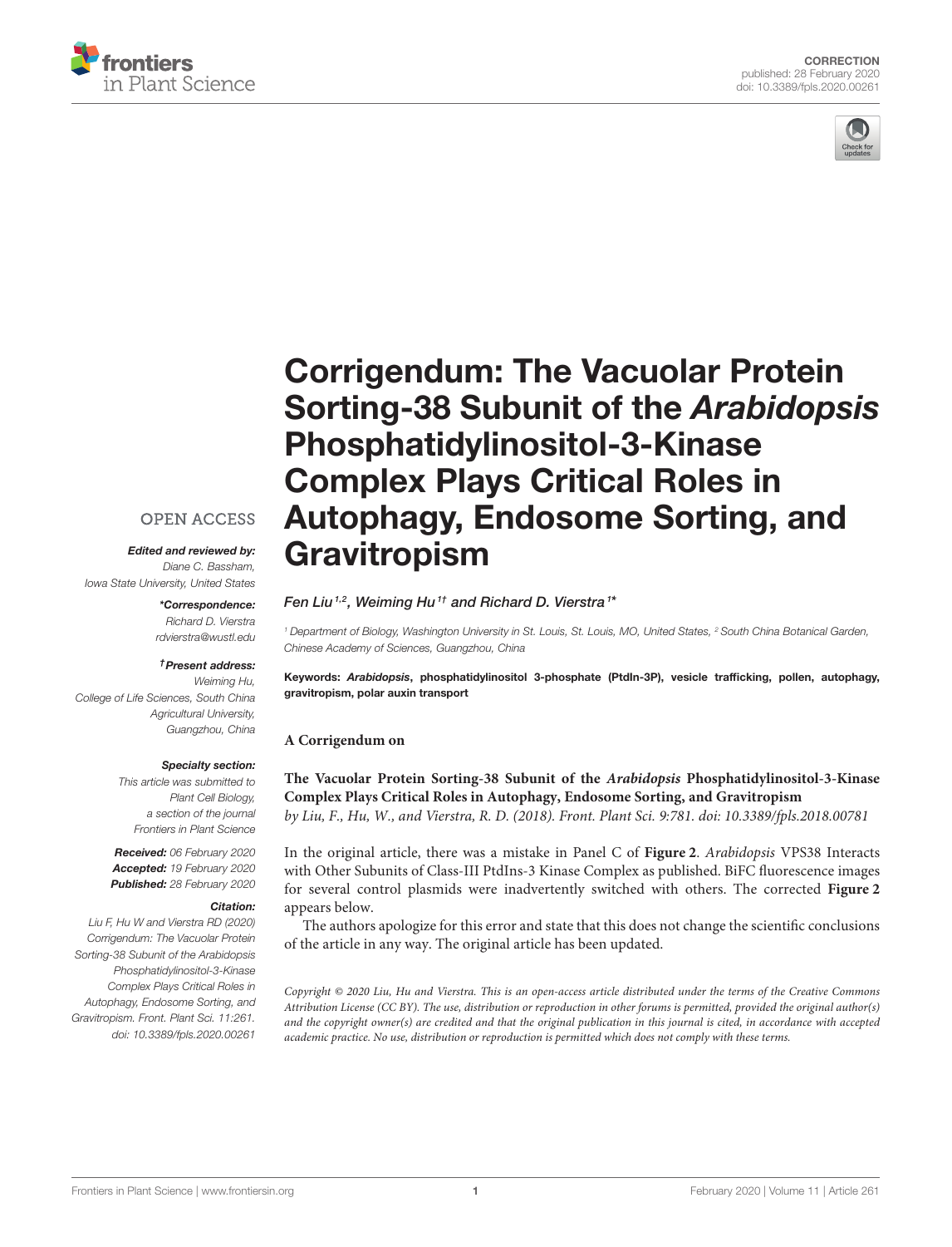CORRECTION
published: 28 February 2020
doi: 10.3389/fpls.2020.00261

# Corrigendum: The Vacuolar Protein Sorting-38 Subunit of the *Arabidopsis* Phosphatidylinositol-3-Kinase Complex Plays Critical Roles in Autophagy, Endosome Sorting, and Gravitropism

*Fen Liu[1,2], Weiming Hu[1†] and Richard D. Vierstra[1*]*

[1] Department of Biology, Washington University in St. Louis, St. Louis, MO, United States, [2] South China Botanical Garden, Chinese Academy of Sciences, Guangzhou, China

**Keywords:** ***Arabidopsis*****, phosphatidylinositol 3-phosphate (PtdIn-3P), vesicle trafficking, pollen, autophagy, gravitropism, polar auxin transport**

OPEN ACCESS

***Edited and reviewed by:***
*Diane C. Bassham,*
*Iowa State University, United States*

***\*Correspondence:***
*Richard D. Vierstra*
*rdvierstra@wustl.edu*

***†Present address:***
*Weiming Hu,*
*College of Life Sciences, South China Agricultural University, Guangzhou, China*

***Specialty section:***
*This article was submitted to Plant Cell Biology, a section of the journal Frontiers in Plant Science*

***Received:*** *06 February 2020*
***Accepted:*** *19 February 2020*
***Published:*** *28 February 2020*

***Citation:***
*Liu F, Hu W and Vierstra RD (2020) Corrigendum: The Vacuolar Protein Sorting-38 Subunit of the Arabidopsis Phosphatidylinositol-3-Kinase Complex Plays Critical Roles in Autophagy, Endosome Sorting, and Gravitropism. Front. Plant Sci. 11:261. doi: 10.3389/fpls.2020.00261*

**A Corrigendum on**

**The Vacuolar Protein Sorting-38 Subunit of the *Arabidopsis* Phosphatidylinositol-3-Kinase Complex Plays Critical Roles in Autophagy, Endosome Sorting, and Gravitropism**
*by Liu, F., Hu, W., and Vierstra, R. D. (2018). Front. Plant Sci. 9:781. doi: 10.3389/fpls.2018.00781*

In the original article, there was a mistake in Panel C of **Figure 2**. *Arabidopsis* VPS38 Interacts with Other Subunits of Class-III PtdIns-3 Kinase Complex as published. BiFC fluorescence images for several control plasmids were inadvertently switched with others. The corrected **Figure 2** appears below.

The authors apologize for this error and state that this does not change the scientific conclusions of the article in any way. The original article has been updated.

*Copyright © 2020 Liu, Hu and Vierstra. This is an open-access article distributed under the terms of the Creative Commons Attribution License (CC BY). The use, distribution or reproduction in other forums is permitted, provided the original author(s) and the copyright owner(s) are credited and that the original publication in this journal is cited, in accordance with accepted academic practice. No use, distribution or reproduction is permitted which does not comply with these terms.*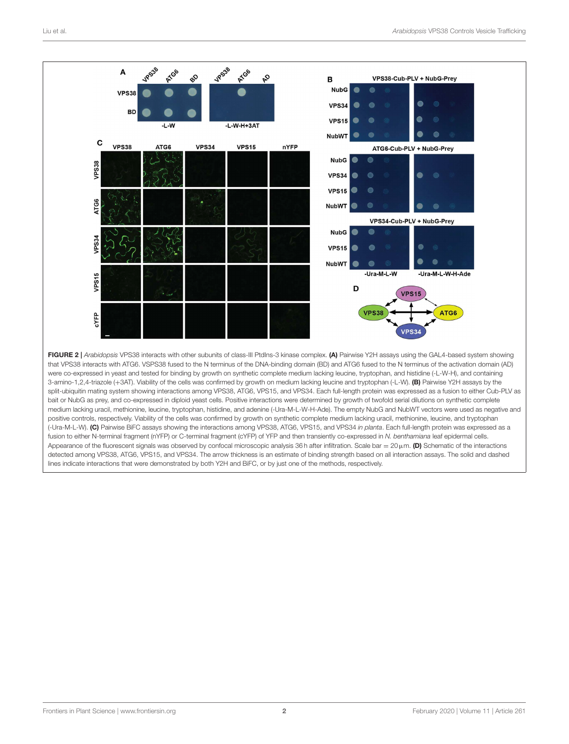A

VPS38 ATG6 BD VPS38 ATG6 AD

VPS38

BD

-L-W

-L-W-H+3AT

B

VPS38-Cub-PLV + NubG-Prey

NubG

VPS34

VPS15

NubWT

ATG6-Cub-PLV + NubG-Prey

NubG

VPS34

VPS15

NubWT

VPS34-Cub-PLV + NubG-Prey

NubG

VPS15

NubWT

-Ura-M-L-W

-Ura-M-L-W-H-Ade

C

VPS38 ATG6 VPS34 VPS15 nYFP

VPS38

ATG6

VPS34

VPS15

cYFP

D

VPS15

VPS38

ATG6

VPS34

**FIGURE 2 |** *Arabidopsis* VPS38 interacts with other subunits of class-III PtdIns-3 kinase complex. **(A)** Pairwise Y2H assays using the GAL4-based system showing that VPS38 interacts with ATG6. VSPS38 fused to the N terminus of the DNA-binding domain (BD) and ATG6 fused to the N terminus of the activation domain (AD) were co-expressed in yeast and tested for binding by growth on synthetic complete medium lacking leucine, tryptophan, and histidine (-L-W-H), and containing 3-amino-1,2,4-triazole (+3AT). Viability of the cells was confirmed by growth on medium lacking leucine and tryptophan (-L-W). **(B)** Pairwise Y2H assays by the split-ubiquitin mating system showing interactions among VPS38, ATG6, VPS15, and VPS34. Each full-length protein was expressed as a fusion to either Cub-PLV as bait or NubG as prey, and co-expressed in diploid yeast cells. Positive interactions were determined by growth of twofold serial dilutions on synthetic complete medium lacking uracil, methionine, leucine, tryptophan, histidine, and adenine (-Ura-M-L-W-H-Ade). The empty NubG and NubWT vectors were used as negative and positive controls, respectively. Viability of the cells was confirmed by growth on synthetic complete medium lacking uracil, methionine, leucine, and tryptophan (-Ura-M-L-W). **(C)** Pairwise BiFC assays showing the interactions among VPS38, ATG6, VPS15, and VPS34 *in planta*. Each full-length protein was expressed as a fusion to either N-terminal fragment (nYFP) or C-terminal fragment (cYFP) of YFP and then transiently co-expressed in *N. benthamiana* leaf epidermal cells. Appearance of the fluorescent signals was observed by confocal microscopic analysis 36 h after infiltration. Scale bar = 20 μm. **(D)** Schematic of the interactions detected among VPS38, ATG6, VPS15, and VPS34. The arrow thickness is an estimate of binding strength based on all interaction assays. The solid and dashed lines indicate interactions that were demonstrated by both Y2H and BiFC, or by just one of the methods, respectively.